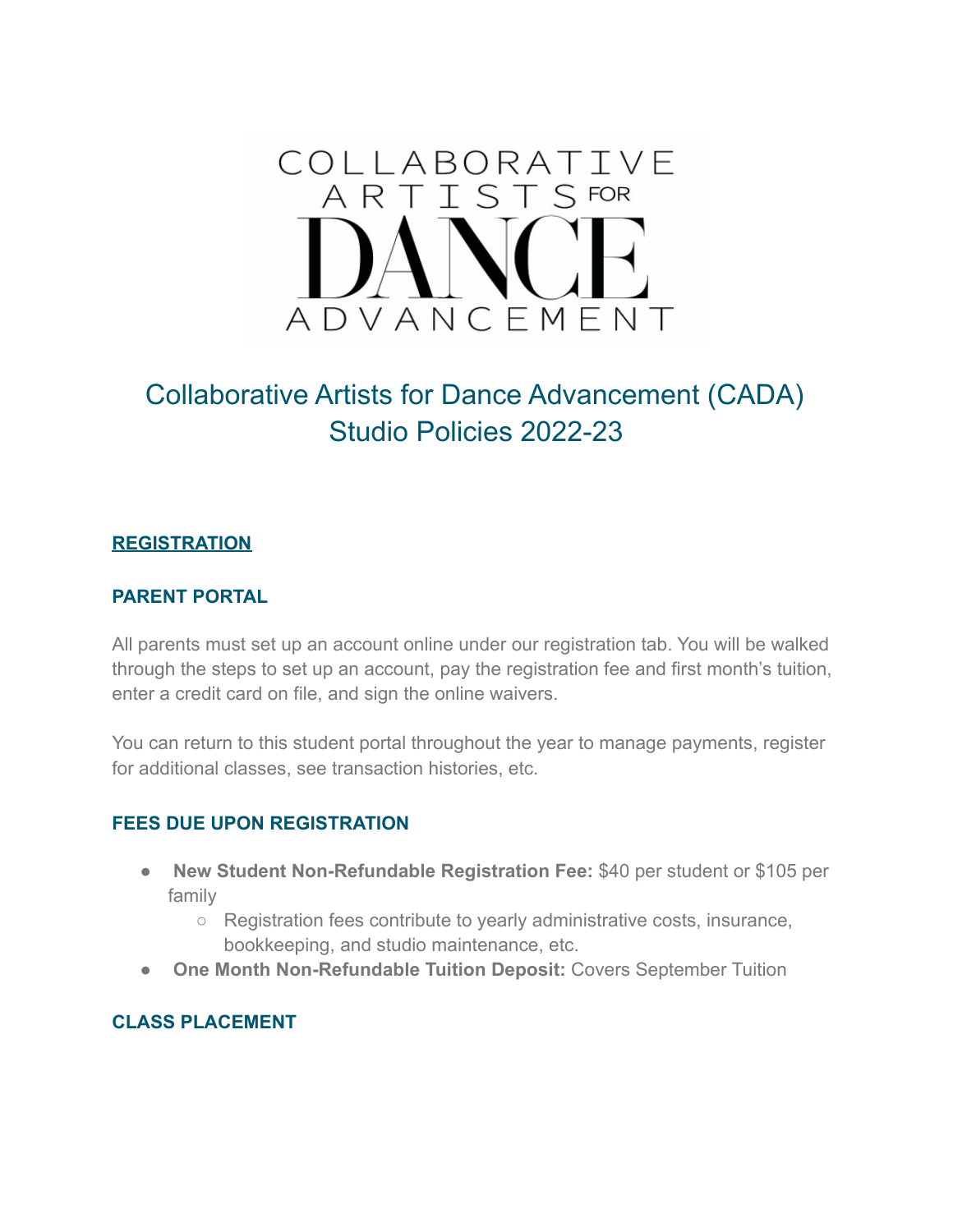# Collaborative Artists for Dance Advancement (CADA) Studio Policies 2022-23

## REGISTRATION

### PARENT PORTAL

All parents must set up an account online under our registration tab. You will be walked through the steps to set up an account, pay the registration fee and first month's tuition, enter a credit card on file, and sign the online waivers.

You can return to this student portal throughout the year to manage payments, register for additional classes, see transaction histories, etc.

### FEES DUE UPON REGISTRATION

- **New Student Non-Refundable Registration Fee:** $40 per student or $105 per family
  - Registration fees contribute to yearly administrative costs, insurance, bookkeeping, and studio maintenance, etc.
- **One Month Non-Refundable Tuition Deposit:** Covers September Tuition

### CLASS PLACEMENT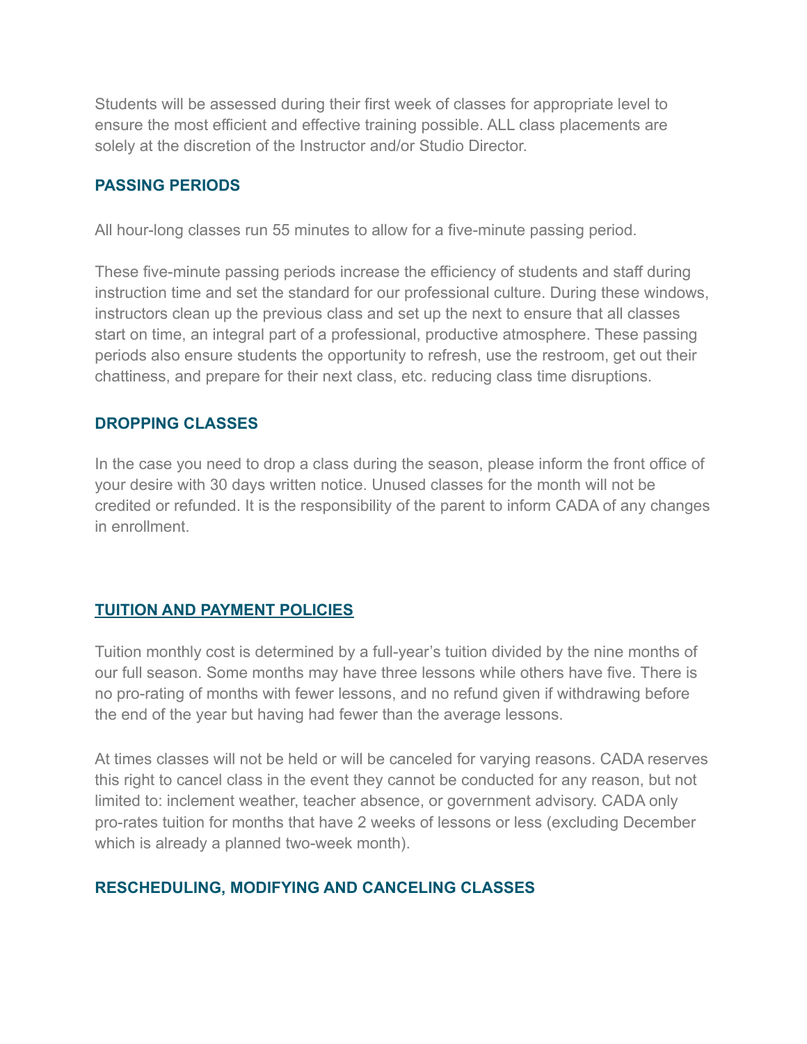Students will be assessed during their first week of classes for appropriate level to ensure the most efficient and effective training possible. ALL class placements are solely at the discretion of the Instructor and/or Studio Director.

### PASSING PERIODS

All hour-long classes run 55 minutes to allow for a five-minute passing period.

These five-minute passing periods increase the efficiency of students and staff during instruction time and set the standard for our professional culture. During these windows, instructors clean up the previous class and set up the next to ensure that all classes start on time, an integral part of a professional, productive atmosphere. These passing periods also ensure students the opportunity to refresh, use the restroom, get out their chattiness, and prepare for their next class, etc. reducing class time disruptions.

### DROPPING CLASSES

In the case you need to drop a class during the season, please inform the front office of your desire with 30 days written notice. Unused classes for the month will not be credited or refunded. It is the responsibility of the parent to inform CADA of any changes in enrollment.

## TUITION AND PAYMENT POLICIES

Tuition monthly cost is determined by a full-year's tuition divided by the nine months of our full season. Some months may have three lessons while others have five. There is no pro-rating of months with fewer lessons, and no refund given if withdrawing before the end of the year but having had fewer than the average lessons.

At times classes will not be held or will be canceled for varying reasons. CADA reserves this right to cancel class in the event they cannot be conducted for any reason, but not limited to: inclement weather, teacher absence, or government advisory. CADA only pro-rates tuition for months that have 2 weeks of lessons or less (excluding December which is already a planned two-week month).

### RESCHEDULING, MODIFYING AND CANCELING CLASSES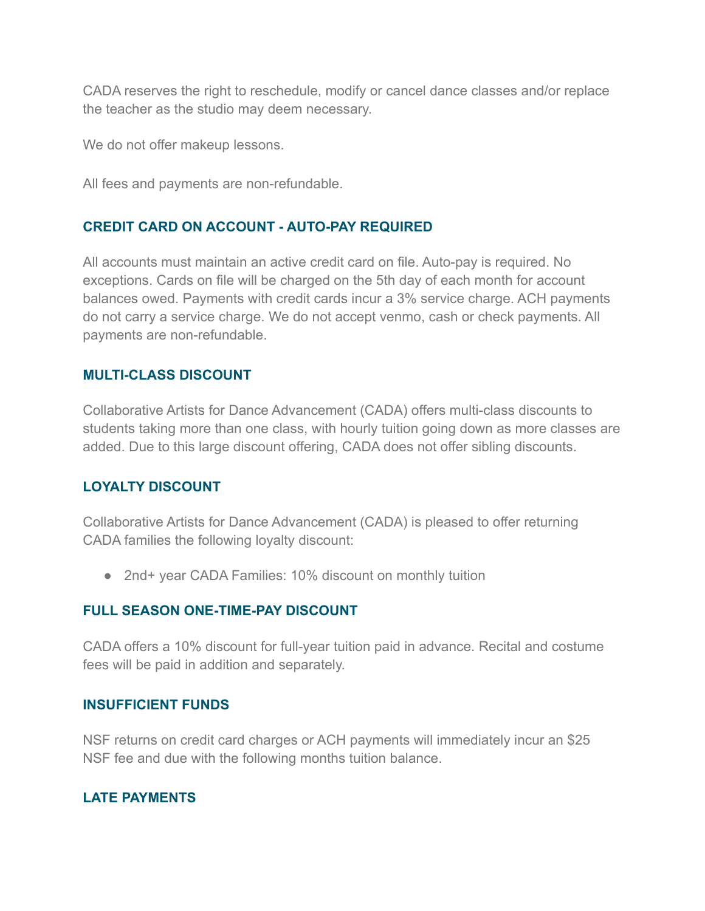CADA reserves the right to reschedule, modify or cancel dance classes and/or replace the teacher as the studio may deem necessary.

We do not offer makeup lessons.

All fees and payments are non-refundable.

### CREDIT CARD ON ACCOUNT - AUTO-PAY REQUIRED

All accounts must maintain an active credit card on file. Auto-pay is required. No exceptions. Cards on file will be charged on the 5th day of each month for account balances owed. Payments with credit cards incur a 3% service charge. ACH payments do not carry a service charge. We do not accept venmo, cash or check payments. All payments are non-refundable.

### MULTI-CLASS DISCOUNT

Collaborative Artists for Dance Advancement (CADA) offers multi-class discounts to students taking more than one class, with hourly tuition going down as more classes are added. Due to this large discount offering, CADA does not offer sibling discounts.

### LOYALTY DISCOUNT

Collaborative Artists for Dance Advancement (CADA) is pleased to offer returning CADA families the following loyalty discount:

- 2nd+ year CADA Families: 10% discount on monthly tuition

### FULL SEASON ONE-TIME-PAY DISCOUNT

CADA offers a 10% discount for full-year tuition paid in advance. Recital and costume fees will be paid in addition and separately.

### INSUFFICIENT FUNDS

NSF returns on credit card charges or ACH payments will immediately incur an $25 NSF fee and due with the following months tuition balance.

### LATE PAYMENTS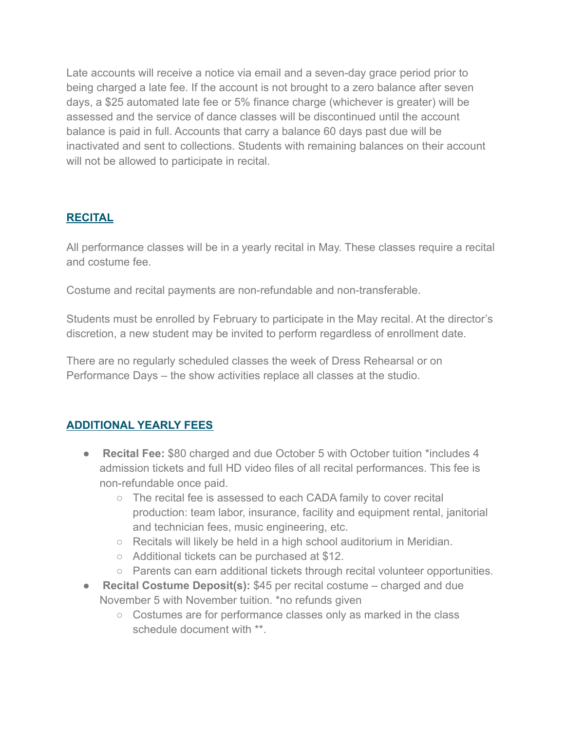Late accounts will receive a notice via email and a seven-day grace period prior to being charged a late fee. If the account is not brought to a zero balance after seven days, a $25 automated late fee or 5% finance charge (whichever is greater) will be assessed and the service of dance classes will be discontinued until the account balance is paid in full. Accounts that carry a balance 60 days past due will be inactivated and sent to collections. Students with remaining balances on their account will not be allowed to participate in recital.

## RECITAL

All performance classes will be in a yearly recital in May. These classes require a recital and costume fee.

Costume and recital payments are non-refundable and non-transferable.

Students must be enrolled by February to participate in the May recital. At the director's discretion, a new student may be invited to perform regardless of enrollment date.

There are no regularly scheduled classes the week of Dress Rehearsal or on Performance Days – the show activities replace all classes at the studio.

## ADDITIONAL YEARLY FEES

- **Recital Fee:** $80 charged and due October 5 with October tuition *includes 4 admission tickets and full HD video files of all recital performances. This fee is non-refundable once paid.
  - The recital fee is assessed to each CADA family to cover recital production: team labor, insurance, facility and equipment rental, janitorial and technician fees, music engineering, etc.
  - Recitals will likely be held in a high school auditorium in Meridian.
  - Additional tickets can be purchased at $12.
  - Parents can earn additional tickets through recital volunteer opportunities.
- **Recital Costume Deposit(s):** $45 per recital costume – charged and due November 5 with November tuition. *no refunds given
  - Costumes are for performance classes only as marked in the class schedule document with **.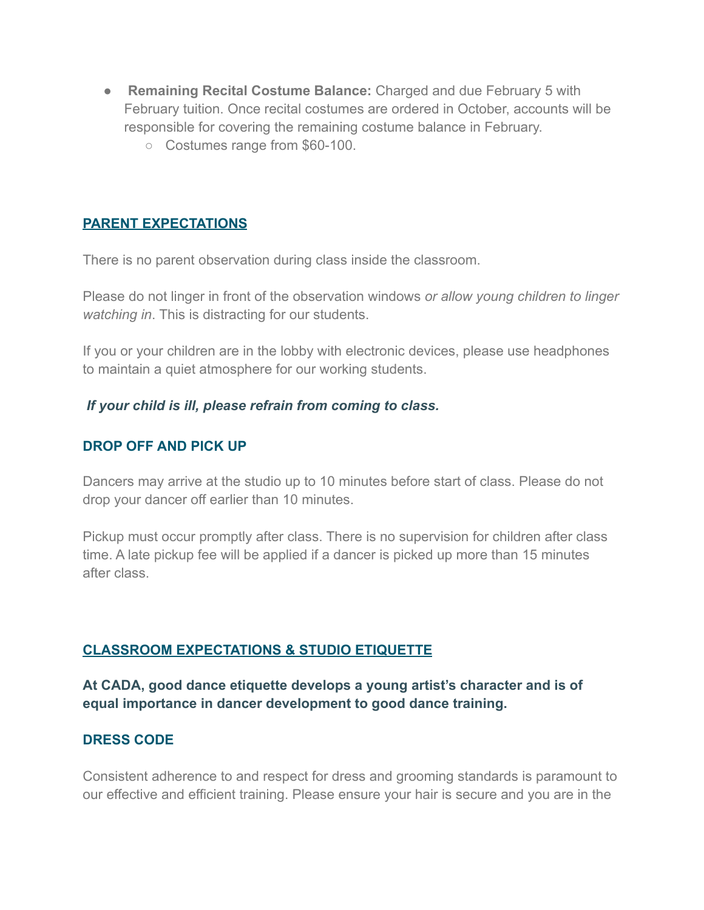- **Remaining Recital Costume Balance:** Charged and due February 5 with February tuition. Once recital costumes are ordered in October, accounts will be responsible for covering the remaining costume balance in February.
  - Costumes range from $60-100.

## PARENT EXPECTATIONS

There is no parent observation during class inside the classroom.

Please do not linger in front of the observation windows *or allow young children to linger watching in*. This is distracting for our students.

If you or your children are in the lobby with electronic devices, please use headphones to maintain a quiet atmosphere for our working students.

***If your child is ill, please refrain from coming to class.***

### DROP OFF AND PICK UP

Dancers may arrive at the studio up to 10 minutes before start of class. Please do not drop your dancer off earlier than 10 minutes.

Pickup must occur promptly after class. There is no supervision for children after class time. A late pickup fee will be applied if a dancer is picked up more than 15 minutes after class.

## CLASSROOM EXPECTATIONS & STUDIO ETIQUETTE

**At CADA, good dance etiquette develops a young artist's character and is of equal importance in dancer development to good dance training.**

### DRESS CODE

Consistent adherence to and respect for dress and grooming standards is paramount to our effective and efficient training. Please ensure your hair is secure and you are in the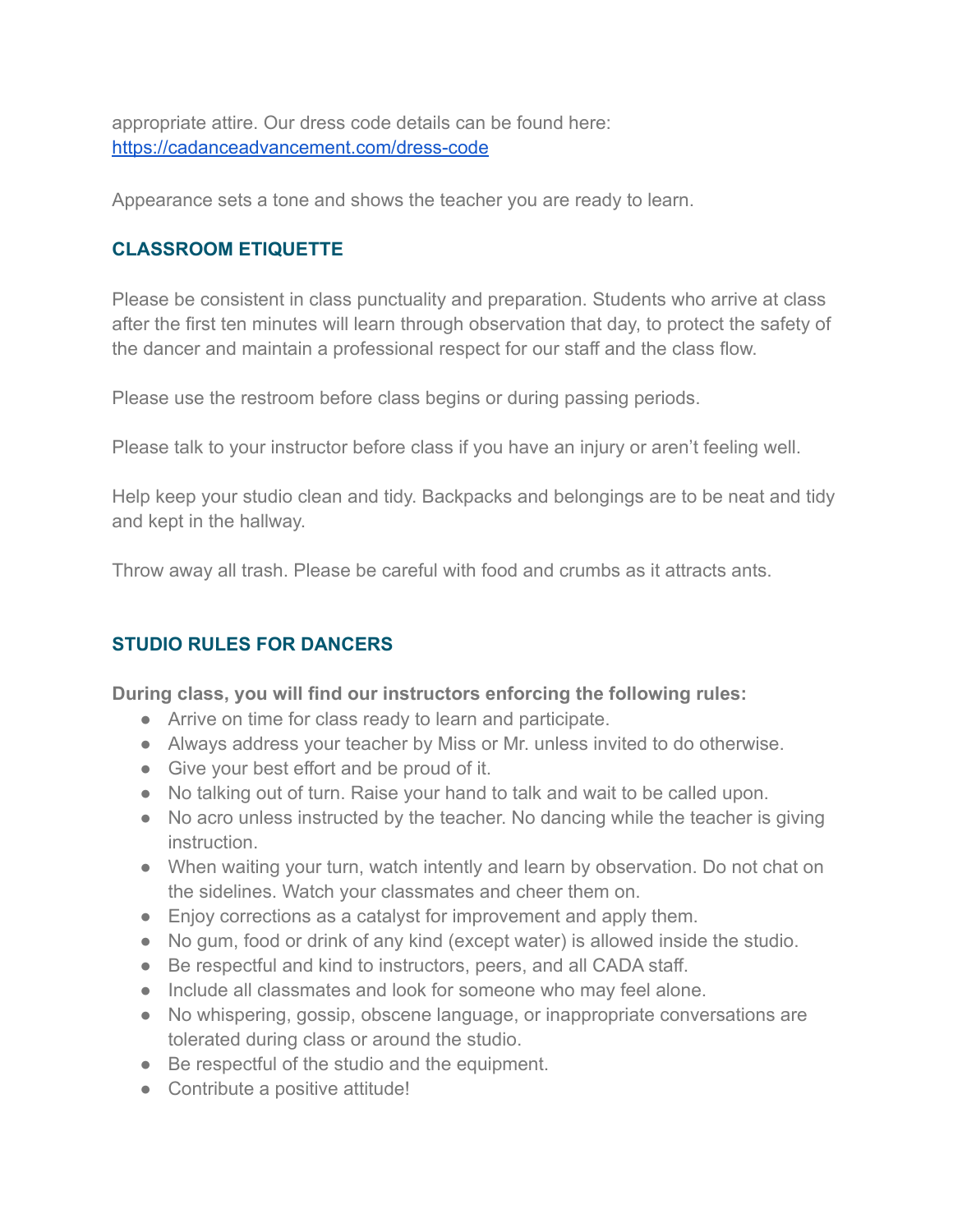appropriate attire. Our dress code details can be found here: https://cadanceadvancement.com/dress-code

Appearance sets a tone and shows the teacher you are ready to learn.

## CLASSROOM ETIQUETTE

Please be consistent in class punctuality and preparation. Students who arrive at class after the first ten minutes will learn through observation that day, to protect the safety of the dancer and maintain a professional respect for our staff and the class flow.

Please use the restroom before class begins or during passing periods.

Please talk to your instructor before class if you have an injury or aren't feeling well.

Help keep your studio clean and tidy. Backpacks and belongings are to be neat and tidy and kept in the hallway.

Throw away all trash. Please be careful with food and crumbs as it attracts ants.

## STUDIO RULES FOR DANCERS

**During class, you will find our instructors enforcing the following rules:**

- Arrive on time for class ready to learn and participate.
- Always address your teacher by Miss or Mr. unless invited to do otherwise.
- Give your best effort and be proud of it.
- No talking out of turn. Raise your hand to talk and wait to be called upon.
- No acro unless instructed by the teacher. No dancing while the teacher is giving instruction.
- When waiting your turn, watch intently and learn by observation. Do not chat on the sidelines. Watch your classmates and cheer them on.
- Enjoy corrections as a catalyst for improvement and apply them.
- No gum, food or drink of any kind (except water) is allowed inside the studio.
- Be respectful and kind to instructors, peers, and all CADA staff.
- Include all classmates and look for someone who may feel alone.
- No whispering, gossip, obscene language, or inappropriate conversations are tolerated during class or around the studio.
- Be respectful of the studio and the equipment.
- Contribute a positive attitude!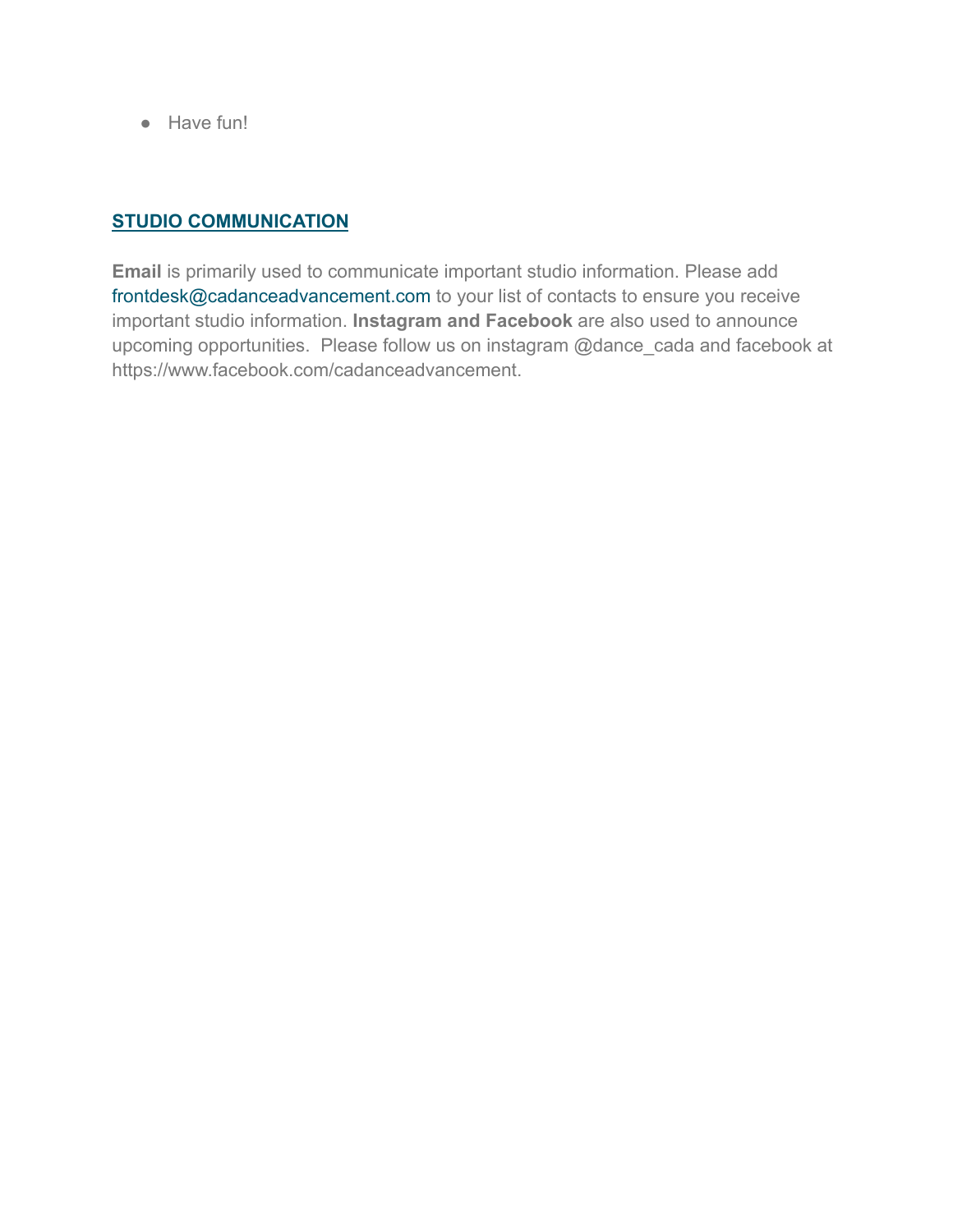- Have fun!

## STUDIO COMMUNICATION

**Email** is primarily used to communicate important studio information. Please add frontdesk@cadanceadvancement.com to your list of contacts to ensure you receive important studio information. **Instagram and Facebook** are also used to announce upcoming opportunities.  Please follow us on instagram @dance_cada and facebook at https://www.facebook.com/cadanceadvancement.